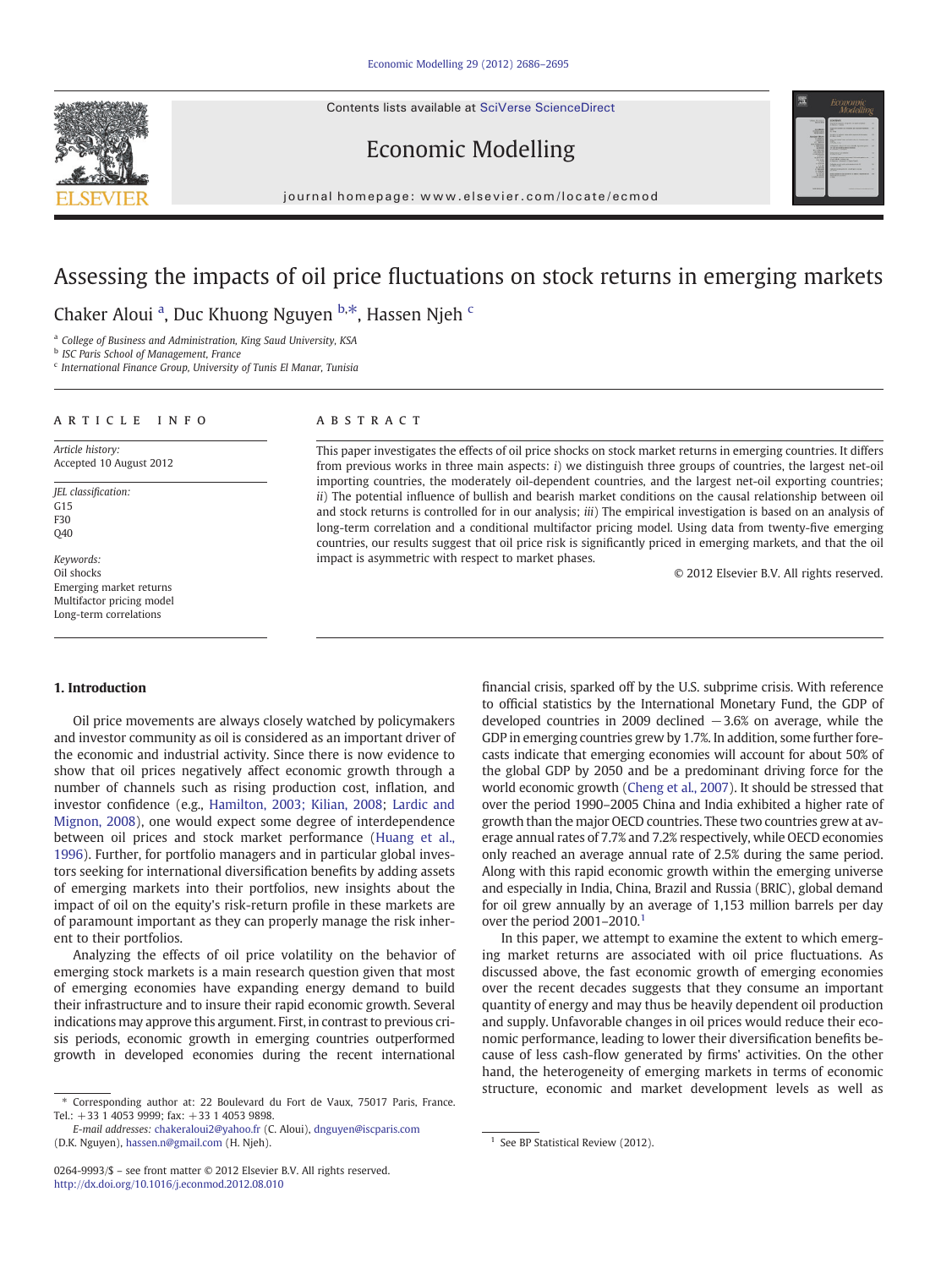# Assessing the impacts of oil price fluctuations on stock returns in emerging markets

Chaker Aloui [a], Duc Khuong Nguyen [b,*], Hassen Njeh [c]

[a] College of Business and Administration, King Saud University, KSA
[b] ISC Paris School of Management, France
[c] International Finance Group, University of Tunis El Manar, Tunisia

## ARTICLE INFO

*Article history:*
Accepted 10 August 2012

*JEL classification:*
G15
F30
Q40

*Keywords:*
Oil shocks
Emerging market returns
Multifactor pricing model
Long-term correlations

## ABSTRACT

This paper investigates the effects of oil price shocks on stock market returns in emerging countries. It differs from previous works in three main aspects: *i*) we distinguish three groups of countries, the largest net-oil importing countries, the moderately oil-dependent countries, and the largest net-oil exporting countries; *ii*) The potential influence of bullish and bearish market conditions on the causal relationship between oil and stock returns is controlled for in our analysis; *iii*) The empirical investigation is based on an analysis of long-term correlation and a conditional multifactor pricing model. Using data from twenty-five emerging countries, our results suggest that oil price risk is significantly priced in emerging markets, and that the oil impact is asymmetric with respect to market phases.

© 2012 Elsevier B.V. All rights reserved.

## 1. Introduction

Oil price movements are always closely watched by policymakers and investor community as oil is considered as an important driver of the economic and industrial activity. Since there is now evidence to show that oil prices negatively affect economic growth through a number of channels such as rising production cost, inflation, and investor confidence (e.g., Hamilton, 2003; Kilian, 2008; Lardic and Mignon, 2008), one would expect some degree of interdependence between oil prices and stock market performance (Huang et al., 1996). Further, for portfolio managers and in particular global investors seeking for international diversification benefits by adding assets of emerging markets into their portfolios, new insights about the impact of oil on the equity's risk-return profile in these markets are of paramount important as they can properly manage the risk inherent to their portfolios.

Analyzing the effects of oil price volatility on the behavior of emerging stock markets is a main research question given that most of emerging economies have expanding energy demand to build their infrastructure and to insure their rapid economic growth. Several indications may approve this argument. First, in contrast to previous crisis periods, economic growth in emerging countries outperformed growth in developed economies during the recent international financial crisis, sparked off by the U.S. subprime crisis. With reference to official statistics by the International Monetary Fund, the GDP of developed countries in 2009 declined −3.6% on average, while the GDP in emerging countries grew by 1.7%. In addition, some further forecasts indicate that emerging economies will account for about 50% of the global GDP by 2050 and be a predominant driving force for the world economic growth (Cheng et al., 2007). It should be stressed that over the period 1990–2005 China and India exhibited a higher rate of growth than the major OECD countries. These two countries grew at average annual rates of 7.7% and 7.2% respectively, while OECD economies only reached an average annual rate of 2.5% during the same period. Along with this rapid economic growth within the emerging universe and especially in India, China, Brazil and Russia (BRIC), global demand for oil grew annually by an average of 1,153 million barrels per day over the period 2001–2010.[1]

In this paper, we attempt to examine the extent to which emerging market returns are associated with oil price fluctuations. As discussed above, the fast economic growth of emerging economies over the recent decades suggests that they consume an important quantity of energy and may thus be heavily dependent oil production and supply. Unfavorable changes in oil prices would reduce their economic performance, leading to lower their diversification benefits because of less cash-flow generated by firms' activities. On the other hand, the heterogeneity of emerging markets in terms of economic structure, economic and market development levels as well as

* Corresponding author at: 22 Boulevard du Fort de Vaux, 75017 Paris, France. Tel.: +33 1 4053 9999; fax: +33 1 4053 9898.
*E-mail addresses:* chakeraloui2@yahoo.fr (C. Aloui), dnguyen@iscparis.com (D.K. Nguyen), hassen.n@gmail.com (H. Njeh).

0264-9993/$ – see front matter © 2012 Elsevier B.V. All rights reserved.
http://dx.doi.org/10.1016/j.econmod.2012.08.010

[1] See BP Statistical Review (2012).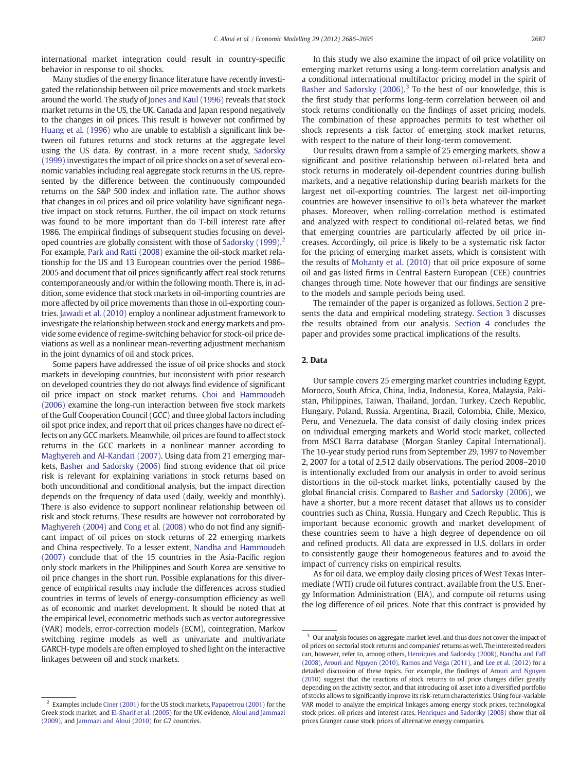international market integration could result in country-specific behavior in response to oil shocks.

Many studies of the energy finance literature have recently investigated the relationship between oil price movements and stock markets around the world. The study of Jones and Kaul (1996) reveals that stock market returns in the US, the UK, Canada and Japan respond negatively to the changes in oil prices. This result is however not confirmed by Huang et al. (1996) who are unable to establish a significant link between oil futures returns and stock returns at the aggregate level using the US data. By contrast, in a more recent study, Sadorsky (1999) investigates the impact of oil price shocks on a set of several economic variables including real aggregate stock returns in the US, represented by the difference between the continuously compounded returns on the S&P 500 index and inflation rate. The author shows that changes in oil prices and oil price volatility have significant negative impact on stock returns. Further, the oil impact on stock returns was found to be more important than do T-bill interest rate after 1986. The empirical findings of subsequent studies focusing on developed countries are globally consistent with those of Sadorsky (1999).[2] For example, Park and Ratti (2008) examine the oil-stock market relationship for the US and 13 European countries over the period 1986–2005 and document that oil prices significantly affect real stock returns contemporaneously and/or within the following month. There is, in addition, some evidence that stock markets in oil-importing countries are more affected by oil price movements than those in oil-exporting countries. Jawadi et al. (2010) employ a nonlinear adjustment framework to investigate the relationship between stock and energy markets and provide some evidence of regime-switching behavior for stock-oil price deviations as well as a nonlinear mean-reverting adjustment mechanism in the joint dynamics of oil and stock prices.

Some papers have addressed the issue of oil price shocks and stock markets in developing countries, but inconsistent with prior research on developed countries they do not always find evidence of significant oil price impact on stock market returns. Choi and Hammoudeh (2006) examine the long-run interaction between five stock markets of the Gulf Cooperation Council (GCC) and three global factors including oil spot price index, and report that oil prices changes have no direct effects on any GCC markets. Meanwhile, oil prices are found to affect stock returns in the GCC markets in a nonlinear manner according to Maghyereh and Al-Kandari (2007). Using data from 21 emerging markets, Basher and Sadorsky (2006) find strong evidence that oil price risk is relevant for explaining variations in stock returns based on both unconditional and conditional analysis, but the impact direction depends on the frequency of data used (daily, weekly and monthly). There is also evidence to support nonlinear relationship between oil risk and stock returns. These results are however not corroborated by Maghyereh (2004) and Cong et al. (2008) who do not find any significant impact of oil prices on stock returns of 22 emerging markets and China respectively. To a lesser extent, Nandha and Hammoudeh (2007) conclude that of the 15 countries in the Asia-Pacific region only stock markets in the Philippines and South Korea are sensitive to oil price changes in the short run. Possible explanations for this divergence of empirical results may include the differences across studied countries in terms of levels of energy-consumption efficiency as well as of economic and market development. It should be noted that at the empirical level, econometric methods such as vector autoregressive (VAR) models, error-correction models (ECM), cointegration, Markov switching regime models as well as univariate and multivariate GARCH-type models are often employed to shed light on the interactive linkages between oil and stock markets.

In this study we also examine the impact of oil price volatility on emerging market returns using a long-term correlation analysis and a conditional international multifactor pricing model in the spirit of Basher and Sadorsky (2006).[3] To the best of our knowledge, this is the first study that performs long-term correlation between oil and stock returns conditionally on the findings of asset pricing models. The combination of these approaches permits to test whether oil shock represents a risk factor of emerging stock market returns, with respect to the nature of their long-term comovement.

Our results, drawn from a sample of 25 emerging markets, show a significant and positive relationship between oil-related beta and stock returns in moderately oil-dependent countries during bullish markets, and a negative relationship during bearish markets for the largest net oil-exporting countries. The largest net oil-importing countries are however insensitive to oil's beta whatever the market phases. Moreover, when rolling-correlation method is estimated and analyzed with respect to conditional oil-related betas, we find that emerging countries are particularly affected by oil price increases. Accordingly, oil price is likely to be a systematic risk factor for the pricing of emerging market assets, which is consistent with the results of Mohanty et al. (2010) that oil price exposure of some oil and gas listed firms in Central Eastern European (CEE) countries changes through time. Note however that our findings are sensitive to the models and sample periods being used.

The remainder of the paper is organized as follows. Section 2 presents the data and empirical modeling strategy. Section 3 discusses the results obtained from our analysis. Section 4 concludes the paper and provides some practical implications of the results.

## 2. Data

Our sample covers 25 emerging market countries including Egypt, Morocco, South Africa, China, India, Indonesia, Korea, Malaysia, Pakistan, Philippines, Taiwan, Thailand, Jordan, Turkey, Czech Republic, Hungary, Poland, Russia, Argentina, Brazil, Colombia, Chile, Mexico, Peru, and Venezuela. The data consist of daily closing index prices on individual emerging markets and World stock market, collected from MSCI Barra database (Morgan Stanley Capital International). The 10-year study period runs from September 29, 1997 to November 2, 2007 for a total of 2,512 daily observations. The period 2008–2010 is intentionally excluded from our analysis in order to avoid serious distortions in the oil-stock market links, potentially caused by the global financial crisis. Compared to Basher and Sadorsky (2006), we have a shorter, but a more recent dataset that allows us to consider countries such as China, Russia, Hungary and Czech Republic. This is important because economic growth and market development of these countries seem to have a high degree of dependence on oil and refined products. All data are expressed in U.S. dollars in order to consistently gauge their homogeneous features and to avoid the impact of currency risks on empirical results.

As for oil data, we employ daily closing prices of West Texas Intermediate (WTI) crude oil futures contract, available from the U.S. Energy Information Administration (EIA), and compute oil returns using the log difference of oil prices. Note that this contract is provided by

---

[2] Examples include Ciner (2001) for the US stock markets, Papapetrou (2001) for the Greek stock market, and El-Sharif et al. (2005) for the UK evidence, Aloui and Jammazi (2009), and Jammazi and Aloui (2010) for G7 countries.

[3] Our analysis focuses on aggregate market level, and thus does not cover the impact of oil prices on sectorial stock returns and companies' returns as well. The interested readers can, however, refer to, among others, Henriques and Sadorsky (2008), Nandha and Faff (2008), Arouri and Nguyen (2010), Ramos and Veiga (2011), and Lee et al. (2012) for a detailed discussion of these topics. For example, the findings of Arouri and Nguyen (2010) suggest that the reactions of stock returns to oil price changes differ greatly depending on the activity sector, and that introducing oil asset into a diversified portfolio of stocks allows to significantly improve its risk-return characteristics. Using four-variable VAR model to analyze the empirical linkages among energy stock prices, technological stock prices, oil prices and interest rates, Henriques and Sadorsky (2008) show that oil prices Granger cause stock prices of alternative energy companies.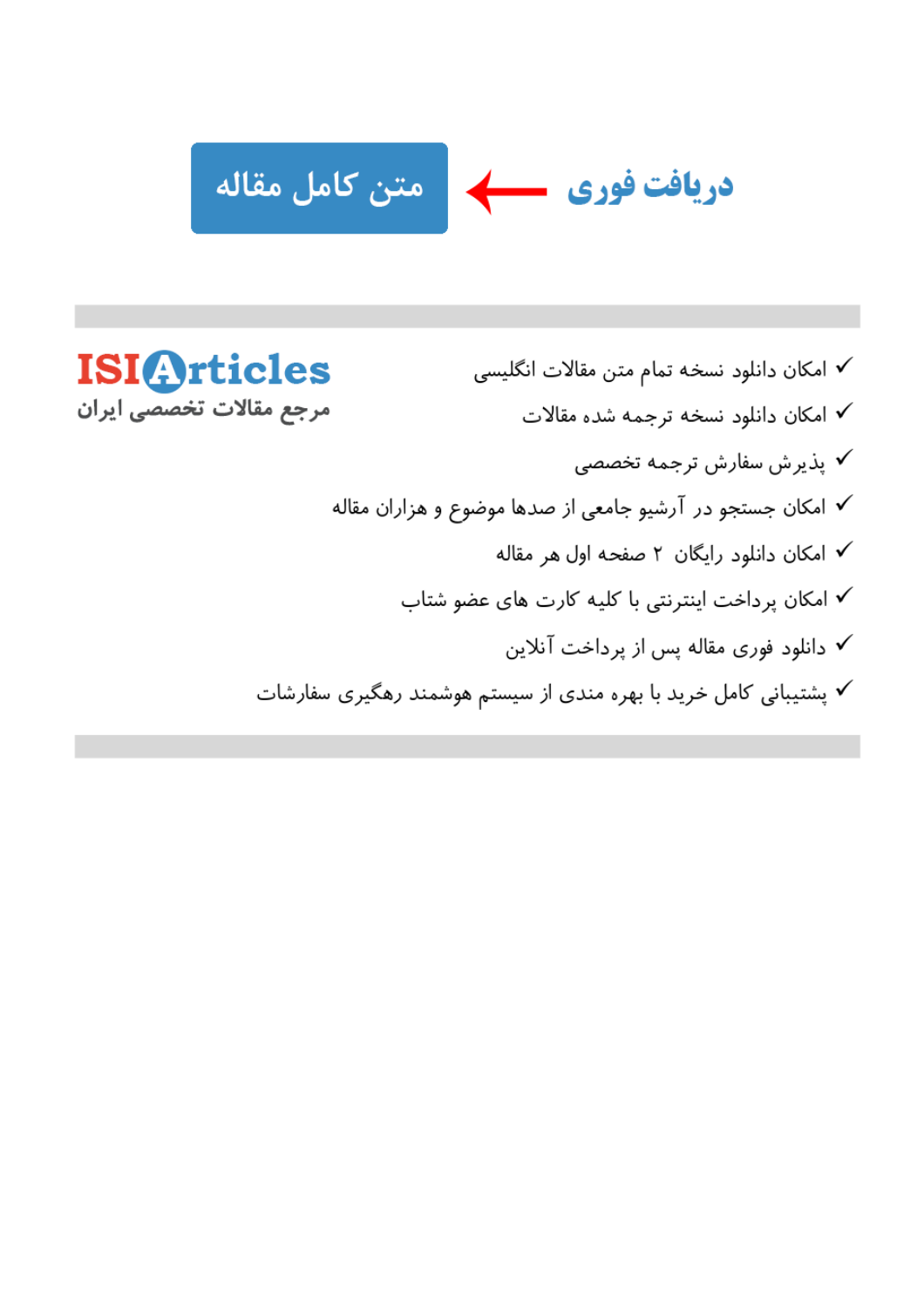دریافت فوری ← متن کامل مقاله

**ISIArticles**
مرجع مقالات تخصصی ایران

- ✓ امکان دانلود نسخه تمام متن مقالات انگلیسی
- ✓ امکان دانلود نسخه ترجمه شده مقالات
- ✓ پذیرش سفارش ترجمه تخصصی
- ✓ امکان جستجو در آرشیو جامعی از صدها موضوع و هزاران مقاله
- ✓ امکان دانلود رایگان ۲ صفحه اول هر مقاله
- ✓ امکان پرداخت اینترنتی با کلیه کارت های عضو شتاب
- ✓ دانلود فوری مقاله پس از پرداخت آنلاین
- ✓ پشتیبانی کامل خرید با بهره مندی از سیستم هوشمند رهگیری سفارشات